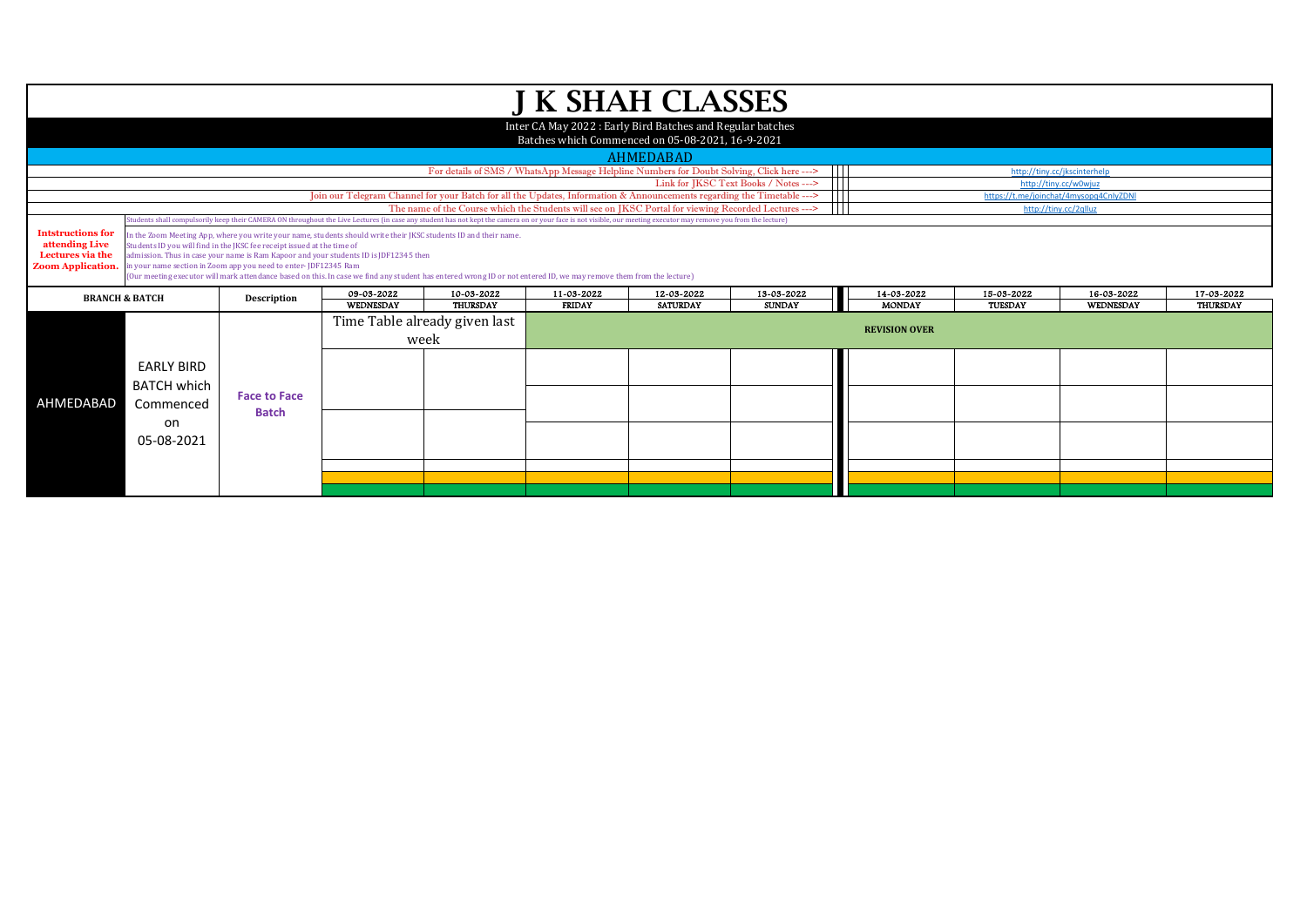# J K SHAH CLASSES

Inter CA May 2022 : Early Bird Batches and Regular batches

Batches which Commenced on 05-08-2021, 16-9-2021

## AHMEDABAD

| | |
|---|---|
| For details of SMS / WhatsApp Message Helpline Numbers for Doubt Solving, Click here ---> | http://tiny.cc/jkscinterhelp |
| Link for JKSC Text Books / Notes ---> | http://tiny.cc/w0wjuz |
| Join our Telegram Channel for your Batch for all the Updates, Information & Announcements regarding the Timetable ---> | https://t.me/joinchat/4mysopq4CnIyZDNl |
| The name of the Course which the Students will see on JKSC Portal for viewing Recorded Lectures ---> | http://tiny.cc/2qlluz |

Students shall compulsorily keep their CAMERA ON throughout the Live Lectures (in case any student has not kept the camera on or your face is not visible, our meeting executor may remove you from the lecture)

**Intstructions for attending Live Lectures via the Zoom Application.**

In the Zoom Meeting App, where you write your name, students should write their JKSC students ID and their name.
Students ID you will find in the JKSC fee receipt issued at the time of admission. Thus in case your name is Ram Kapoor and your students ID is JDF12345 then in your name section in Zoom app you need to enter- JDF12345 Ram
(Our meeting executor will mark attendance based on this. In case we find any student has entered wrong ID or not entered ID, we may remove them from the lecture)

| BRANCH & BATCH | | Description | 09-03-2022 WEDNESDAY | 10-03-2022 THURSDAY | 11-03-2022 FRIDAY | 12-03-2022 SATURDAY | 13-03-2022 SUNDAY | 14-03-2022 MONDAY | 15-03-2022 TUESDAY | 16-03-2022 WEDNESDAY | 17-03-2022 THURSDAY |
|---|---|---|---|---|---|---|---|---|---|---|---|
| AHMEDABAD | EARLY BIRD BATCH which Commenced on 05-08-2021 | Face to Face Batch | Time Table already given last week | | REVISION OVER | | | | | | |
| | | | | | | | | | | | |
| | | | | | | | | | | | |
| | | | | | | | | | | | |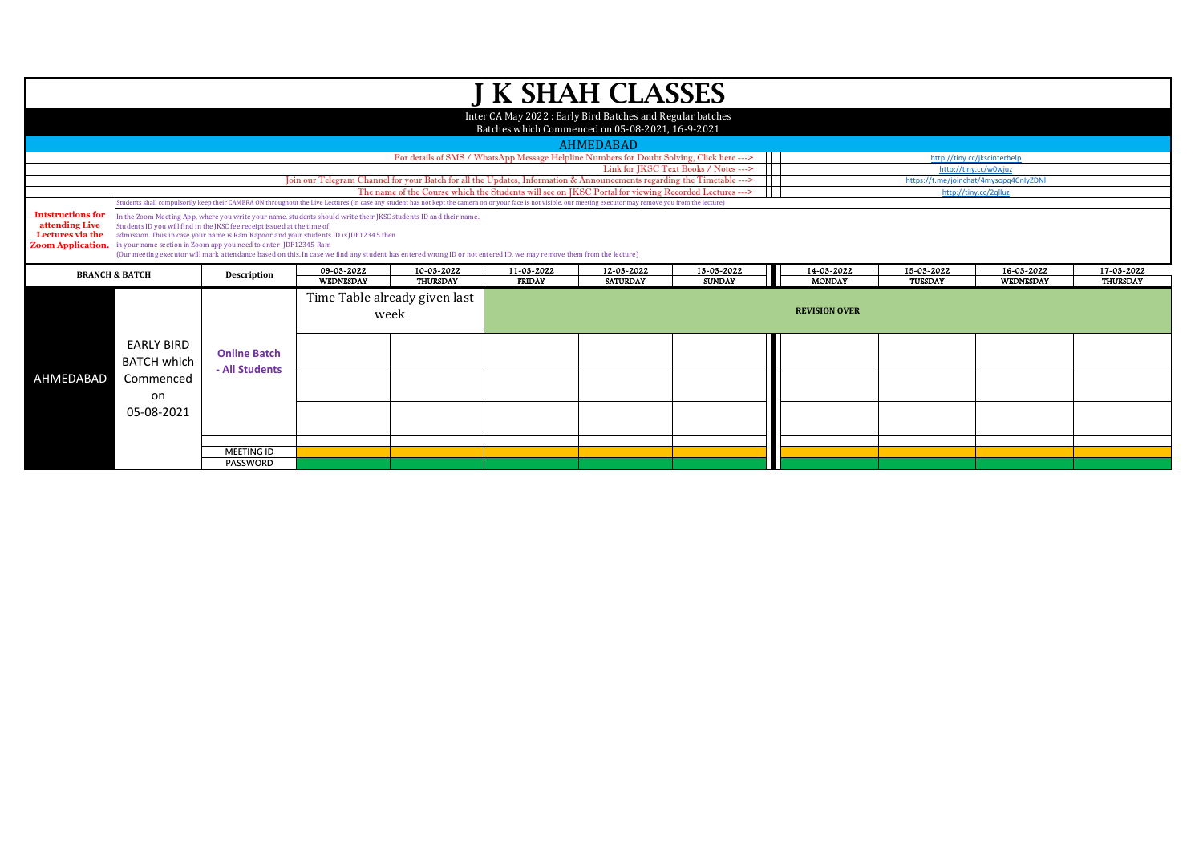# J K SHAH CLASSES

Inter CA May 2022 : Early Bird Batches and Regular batches

Batches which Commenced on 05-08-2021, 16-9-2021

## AHMEDABAD

For details of SMS / WhatsApp Message Helpline Numbers for Doubt Solving, Click here ---> http://tiny.cc/jkscinterhelp

Link for JKSC Text Books / Notes ---> http://tiny.cc/w0wjuz

Join our Telegram Channel for your Batch for all the Updates, Information & Announcements regarding the Timetable ---> https://t.me/joinchat/4mysopq4CnlyZDNl

The name of the Course which the Students will see on JKSC Portal for viewing Recorded Lectures ---> http://tiny.cc/2qlluz

**Intstructions for attending Live Lectures via the Zoom Application.**

Students shall compulsorily keep their CAMERA ON throughout the Live Lectures (in case any student has not kept the camera on or your face is not visible, our meeting executor may remove you from the lecture)

In the Zoom Meeting App, where you write your name, students should write their JKSC students ID and their name.
Students ID you will find in the JKSC fee receipt issued at the time of admission. Thus in case your name is Ram Kapoor and your students ID is JDF12345 then in your name section in Zoom app you need to enter- JDF12345 Ram
(Our meeting executor will mark attendance based on this. In case we find any student has entered wrong ID or not entered ID, we may remove them from the lecture)

| BRANCH & BATCH | | Description | 09-03-2022 WEDNESDAY | 10-03-2022 THURSDAY | 11-03-2022 FRIDAY | 12-03-2022 SATURDAY | 13-03-2022 SUNDAY | 14-03-2022 MONDAY | 15-03-2022 TUESDAY | 16-03-2022 WEDNESDAY | 17-03-2022 THURSDAY |
|---|---|---|---|---|---|---|---|---|---|---|---|
| AHMEDABAD | EARLY BIRD BATCH which Commenced on 05-08-2021 | Online Batch - All Students | Time Table already given last week | | REVISION OVER | | | | | | |
| | | | | | | | | | | | |
| | | | | | | | | | | | |
| | | | | | | | | | | | |
| | | | | | | | | | | | |
| | | MEETING ID | | | | | | | | | |
| | | PASSWORD | | | | | | | | | |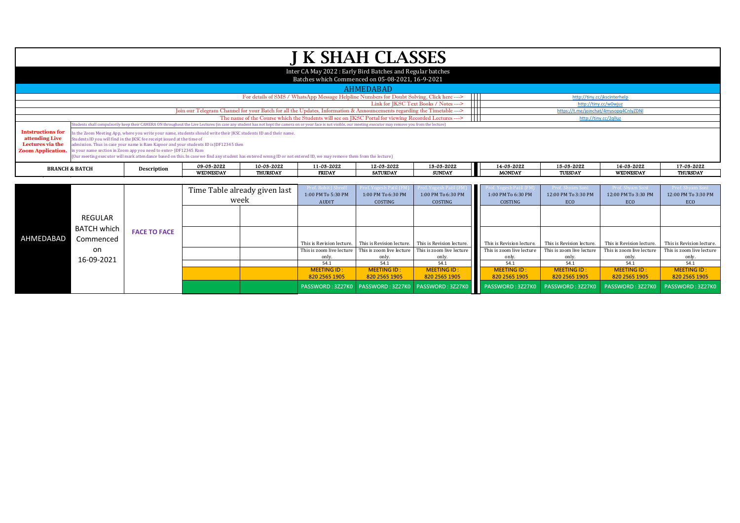# J K SHAH CLASSES

Inter CA May 2022 : Early Bird Batches and Regular batches

Batches which Commenced on 05-08-2021, 16-9-2021

AHMEDABAD

| | |
|---|---|
| For details of SMS / WhatsApp Message Helpline Numbers for Doubt Solving, Click here ---> | http://tiny.cc/jkscinterhelp |
| Link for JKSC Text Books / Notes ---> | http://tiny.cc/w0wjuz |
| Join our Telegram Channel for your Batch for all the Updates, Information & Announcements regarding the Timetable ---> | https://t.me/joinchat/4mysopq4CnlyZDNl |
| The name of the Course which the Students will see on JKSC Portal for viewing Recorded Lectures ---> | http://tiny.cc/2qlluz |

Students shall compulsorily keep their CAMERA ON throughout the Live Lectures (in case any student has not kept the camera on or your face is not visible, our meeting executor may remove you from the lecture)

**Intstructions for attending Live Lectures via the Zoom Application.**

In the Zoom Meeting App, where you write your name, students should write their JKSC students ID and their name.
Students ID you will find in the JKSC fee receipt issued at the time of admission. Thus in case your name is Ram Kapoor and your students ID is JDF12345 then in your name section in Zoom app you need to enter- JDF12345 Ram
(Our meeting executor will mark attendance based on this. In case we find any student has entered wrong ID or not entered ID, we may remove them from the lecture)

| BRANCH & BATCH | | Description | 09-03-2022 WEDNESDAY | 10-03-2022 THURSDAY | 11-03-2022 FRIDAY | 12-03-2022 SATURDAY | 13-03-2022 SUNDAY | 14-03-2022 MONDAY | 15-03-2022 TUESDAY | 16-03-2022 WEDNESDAY | 17-03-2022 THURSDAY |
|---|---|---|---|---|---|---|---|---|---|---|---|
| AHMEDABAD | REGULAR BATCH which Commenced on 16-09-2021 | FACE TO FACE | Time Table already given last week | | Prof. Rohit J Shroff<br>1:00 PM To 5:30 PM<br>AUDIT | Prof. Yogesh Patil (FM)<br>1:00 PM To 6:30 PM<br>COSTING | Prof. Yogesh Patil (FM)<br>1:00 PM To 6:30 PM<br>COSTING | Prof. Yogesh Patil (FM)<br>1:00 PM To 6:30 PM<br>COSTING | Prof. Shyam Soni<br>12:00 PM To 3:30 PM<br>ECO | Prof. Shyam Soni<br>12:00 PM To 3:30 PM<br>ECO | Prof. Shyam Soni<br>12:00 PM To 3:30 PM<br>ECO |
| | | | | | | | | | | | |
| | | | | | This is Revision lecture. | This is Revision lecture. | This is Revision lecture. | This is Revision lecture. | This is Revision lecture. | This is Revision lecture. | This is Revision lecture. |
| | | | | | This is zoom live lecture only. | This is zoom live lecture only. | This is zoom live lecture only. | This is zoom live lecture only. | This is zoom live lecture only. | This is zoom live lecture only. | This is zoom live lecture only. |
| | | | | | 54.1 | 54.1 | 54.1 | 54.1 | 54.1 | 54.1 | 54.1 |
| | | | | | MEETING ID : 820 2565 1905 | MEETING ID : 820 2565 1905 | MEETING ID : 820 2565 1905 | MEETING ID : 820 2565 1905 | MEETING ID : 820 2565 1905 | MEETING ID : 820 2565 1905 | MEETING ID : 820 2565 1905 |
| | | | | | PASSWORD : 3Z27K0 | PASSWORD : 3Z27K0 | PASSWORD : 3Z27K0 | PASSWORD : 3Z27K0 | PASSWORD : 3Z27K0 | PASSWORD : 3Z27K0 | PASSWORD : 3Z27K0 |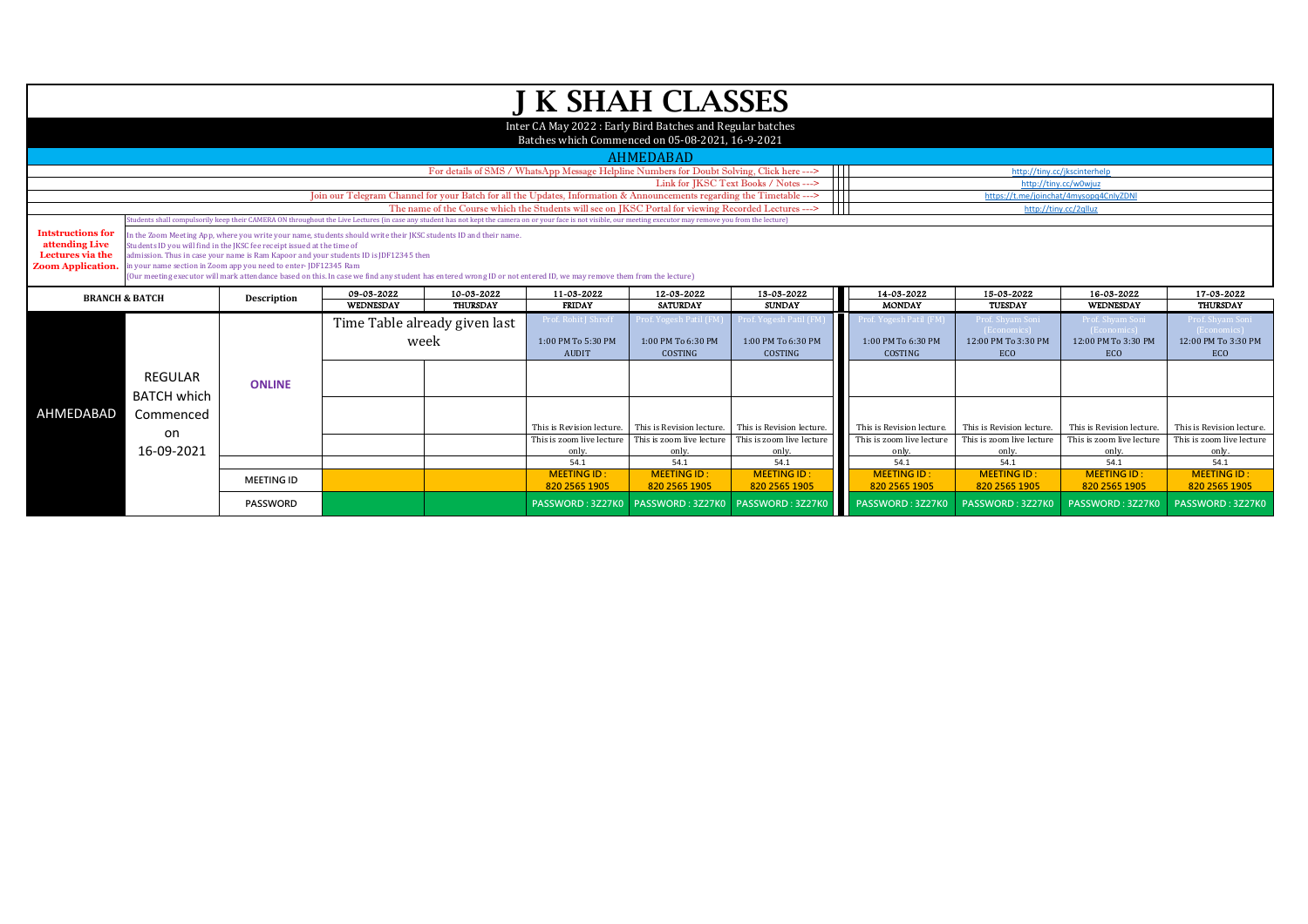# J K SHAH CLASSES

Inter CA May 2022 : Early Bird Batches and Regular batches

Batches which Commenced on 05-08-2021, 16-9-2021

## AHMEDABAD

| | |
|---|---|
| For details of SMS / WhatsApp Message Helpline Numbers for Doubt Solving, Click here ---> | http://tiny.cc/jkscinterhelp |
| Link for JKSC Text Books / Notes ---> | http://tiny.cc/w0wjuz |
| Join our Telegram Channel for your Batch for all the Updates, Information & Announcements regarding the Timetable ---> | https://t.me/joinchat/4mysopq4CnlyZDNl |
| The name of the Course which the Students will see on JKSC Portal for viewing Recorded Lectures ---> | http://tiny.cc/2qlluz |

Students shall compulsorily keep their CAMERA ON throughout the Live Lectures (in case any student has not kept the camera on or your face is not visible, our meeting executor may remove you from the lecture)

**Intstructions for attending Live Lectures via the Zoom Application.**

In the Zoom Meeting App, where you write your name, students should write their JKSC students ID and their name.
Students ID you will find in the JKSC fee receipt issued at the time of admission. Thus in case your name is Ram Kapoor and your students ID is JDF12345 then in your name section in Zoom app you need to enter- JDF12345 Ram
(Our meeting executor will mark attendance based on this. In case we find any student has entered wrong ID or not entered ID, we may remove them from the lecture)

| BRANCH & BATCH | | Description | 09-03-2022 WEDNESDAY | 10-03-2022 THURSDAY | 11-03-2022 FRIDAY | 12-03-2022 SATURDAY | 13-03-2022 SUNDAY | 14-03-2022 MONDAY | 15-03-2022 TUESDAY | 16-03-2022 WEDNESDAY | 17-03-2022 THURSDAY |
|---|---|---|---|---|---|---|---|---|---|---|---|
| AHMEDABAD | REGULAR BATCH which Commenced on 16-09-2021 | ONLINE | Time Table already given last week | | Prof. Rohit J Shroff<br>1:00 PM To 5:30 PM<br>AUDIT | Prof. Yogesh Patil (FM)<br>1:00 PM To 6:30 PM<br>COSTING | Prof. Yogesh Patil (FM)<br>1:00 PM To 6:30 PM<br>COSTING | Prof. Yogesh Patil (FM)<br>1:00 PM To 6:30 PM<br>COSTING | Prof. Shyam Soni (Economics)<br>12:00 PM To 3:30 PM<br>ECO | Prof. Shyam Soni (Economics)<br>12:00 PM To 3:30 PM<br>ECO | Prof. Shyam Soni (Economics)<br>12:00 PM To 3:30 PM<br>ECO |
| | | | | | This is Revision lecture. | This is Revision lecture. | This is Revision lecture. | This is Revision lecture. | This is Revision lecture. | This is Revision lecture. | This is Revision lecture. |
| | | | | | This is zoom live lecture only. | This is zoom live lecture only. | This is zoom live lecture only. | This is zoom live lecture only. | This is zoom live lecture only. | This is zoom live lecture only. | This is zoom live lecture only. |
| | | | | | 54.1 | 54.1 | 54.1 | 54.1 | 54.1 | 54.1 | 54.1 |
| | | MEETING ID | | | MEETING ID : 820 2565 1905 | MEETING ID : 820 2565 1905 | MEETING ID : 820 2565 1905 | MEETING ID : 820 2565 1905 | MEETING ID : 820 2565 1905 | MEETING ID : 820 2565 1905 | MEETING ID : 820 2565 1905 |
| | | PASSWORD | | | PASSWORD : 3Z27K0 | PASSWORD : 3Z27K0 | PASSWORD : 3Z27K0 | PASSWORD : 3Z27K0 | PASSWORD : 3Z27K0 | PASSWORD : 3Z27K0 | PASSWORD : 3Z27K0 |